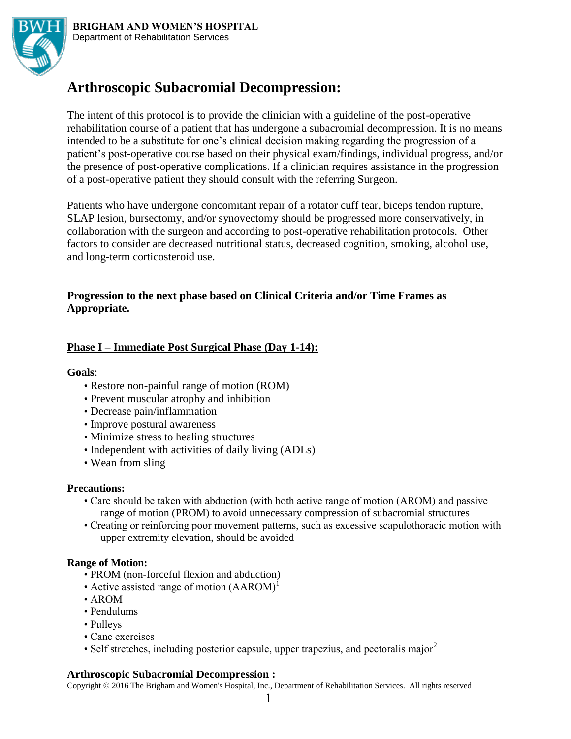**BRIGHAM AND WOMEN'S HOSPITAL**
Department of Rehabilitation Services

# Arthroscopic Subacromial Decompression:

The intent of this protocol is to provide the clinician with a guideline of the post-operative rehabilitation course of a patient that has undergone a subacromial decompression. It is no means intended to be a substitute for one's clinical decision making regarding the progression of a patient's post-operative course based on their physical exam/findings, individual progress, and/or the presence of post-operative complications. If a clinician requires assistance in the progression of a post-operative patient they should consult with the referring Surgeon.

Patients who have undergone concomitant repair of a rotator cuff tear, biceps tendon rupture, SLAP lesion, bursectomy, and/or synovectomy should be progressed more conservatively, in collaboration with the surgeon and according to post-operative rehabilitation protocols. Other factors to consider are decreased nutritional status, decreased cognition, smoking, alcohol use, and long-term corticosteroid use.

**Progression to the next phase based on Clinical Criteria and/or Time Frames as Appropriate.**

## Phase I – Immediate Post Surgical Phase (Day 1-14):

**Goals**:

- Restore non-painful range of motion (ROM)
- Prevent muscular atrophy and inhibition
- Decrease pain/inflammation
- Improve postural awareness
- Minimize stress to healing structures
- Independent with activities of daily living (ADLs)
- Wean from sling

**Precautions:**

- Care should be taken with abduction (with both active range of motion (AROM) and passive range of motion (PROM) to avoid unnecessary compression of subacromial structures
- Creating or reinforcing poor movement patterns, such as excessive scapulothoracic motion with upper extremity elevation, should be avoided

**Range of Motion:**

- PROM (non-forceful flexion and abduction)
- Active assisted range of motion (AAROM)[1]
- AROM
- Pendulums
- Pulleys
- Cane exercises
- Self stretches, including posterior capsule, upper trapezius, and pectoralis major[2]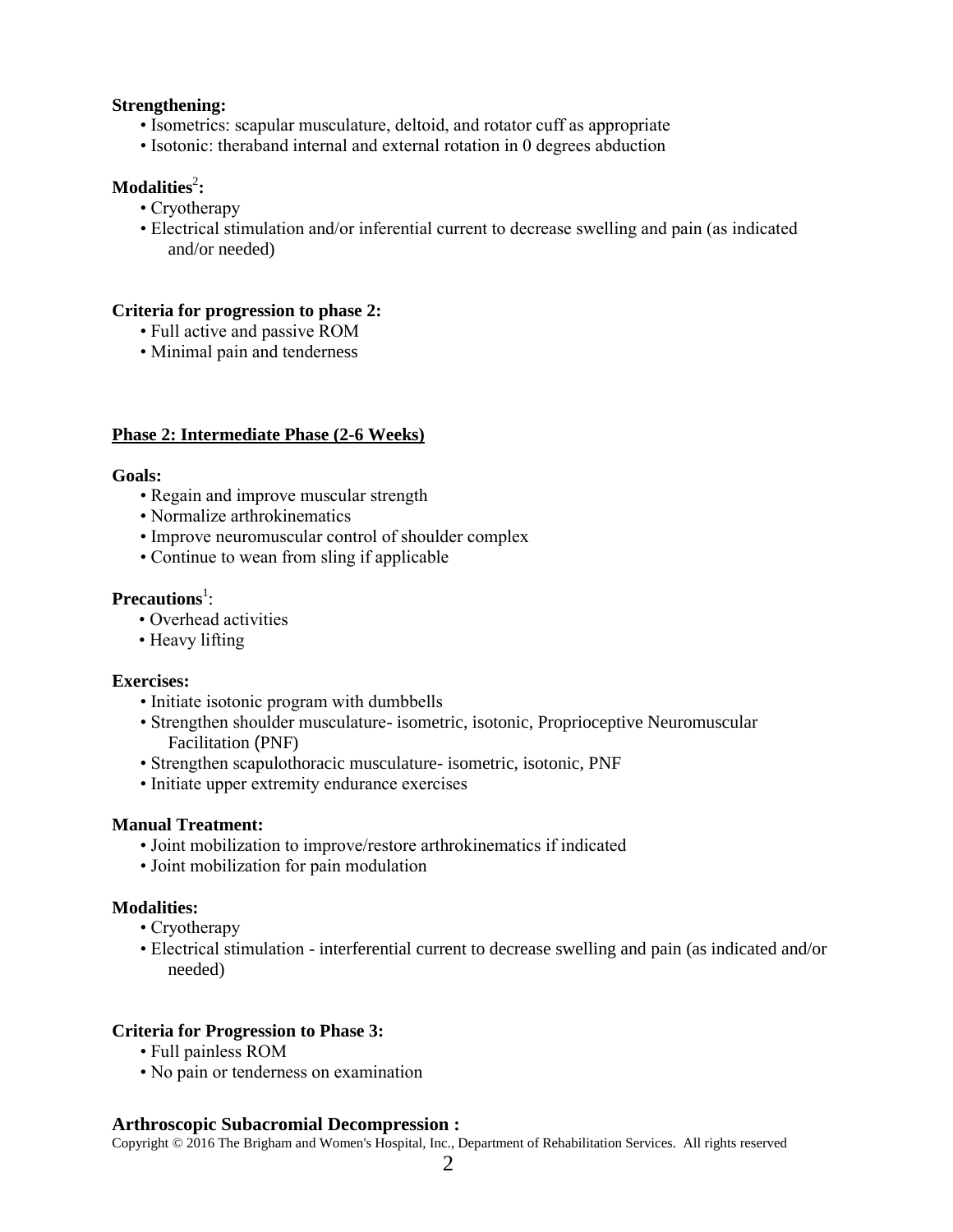**Strengthening:**

- Isometrics: scapular musculature, deltoid, and rotator cuff as appropriate
- Isotonic: theraband internal and external rotation in 0 degrees abduction

**Modalities**[2]**:**

- Cryotherapy
- Electrical stimulation and/or inferential current to decrease swelling and pain (as indicated and/or needed)

**Criteria for progression to phase 2:**

- Full active and passive ROM
- Minimal pain and tenderness

## Phase 2: Intermediate Phase (2-6 Weeks)

**Goals:**

- Regain and improve muscular strength
- Normalize arthrokinematics
- Improve neuromuscular control of shoulder complex
- Continue to wean from sling if applicable

**Precautions**[1]:

- Overhead activities
- Heavy lifting

**Exercises:**

- Initiate isotonic program with dumbbells
- Strengthen shoulder musculature- isometric, isotonic, Proprioceptive Neuromuscular Facilitation (PNF)
- Strengthen scapulothoracic musculature- isometric, isotonic, PNF
- Initiate upper extremity endurance exercises

**Manual Treatment:**

- Joint mobilization to improve/restore arthrokinematics if indicated
- Joint mobilization for pain modulation

**Modalities:**

- Cryotherapy
- Electrical stimulation - interferential current to decrease swelling and pain (as indicated and/or needed)

**Criteria for Progression to Phase 3:**

- Full painless ROM
- No pain or tenderness on examination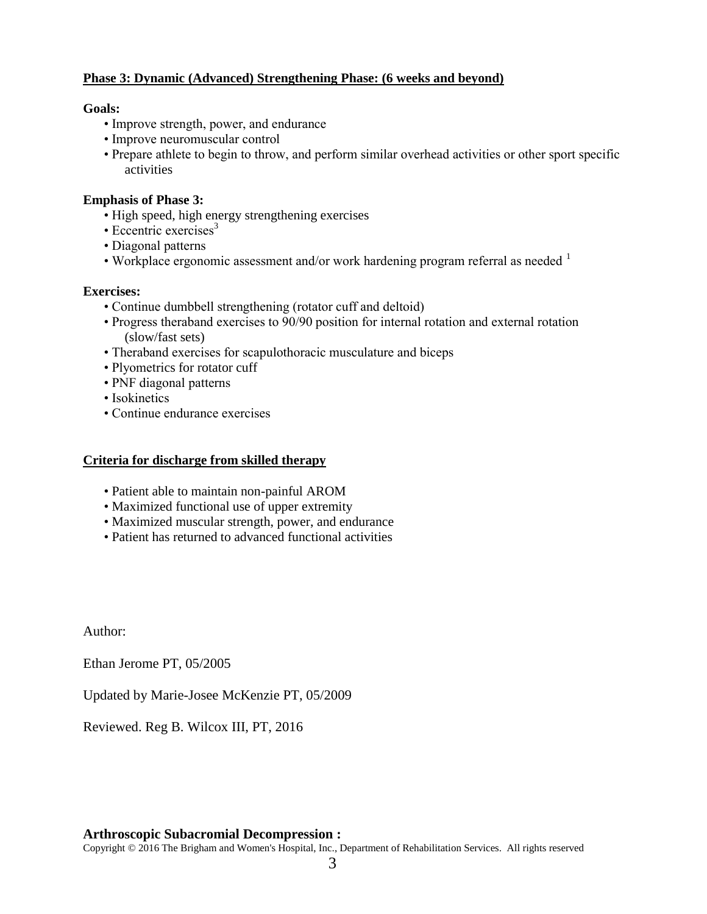## Phase 3: Dynamic (Advanced) Strengthening Phase: (6 weeks and beyond)

**Goals:**

- Improve strength, power, and endurance
- Improve neuromuscular control
- Prepare athlete to begin to throw, and perform similar overhead activities or other sport specific activities

**Emphasis of Phase 3:**

- High speed, high energy strengthening exercises
- Eccentric exercises[3]
- Diagonal patterns
- Workplace ergonomic assessment and/or work hardening program referral as needed [1]

**Exercises:**

- Continue dumbbell strengthening (rotator cuff and deltoid)
- Progress theraband exercises to 90/90 position for internal rotation and external rotation (slow/fast sets)
- Theraband exercises for scapulothoracic musculature and biceps
- Plyometrics for rotator cuff
- PNF diagonal patterns
- Isokinetics
- Continue endurance exercises

## Criteria for discharge from skilled therapy

- Patient able to maintain non-painful AROM
- Maximized functional use of upper extremity
- Maximized muscular strength, power, and endurance
- Patient has returned to advanced functional activities

Author:

Ethan Jerome PT, 05/2005

Updated by Marie-Josee McKenzie PT, 05/2009

Reviewed. Reg B. Wilcox III, PT, 2016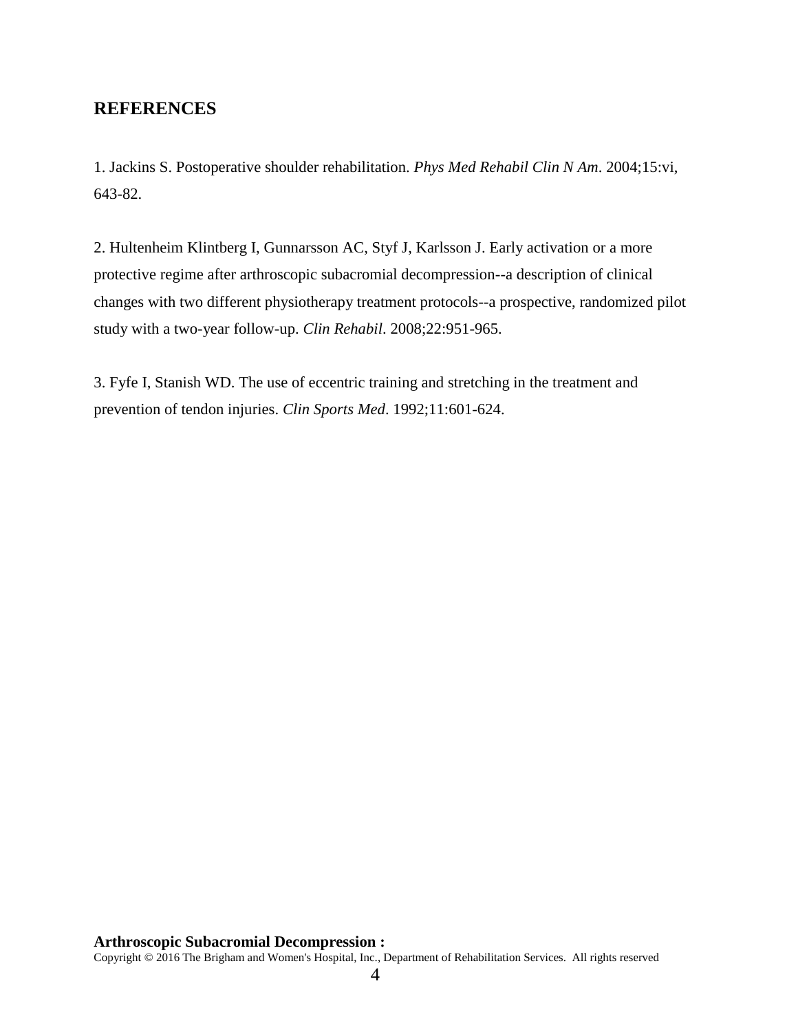## REFERENCES

1. Jackins S. Postoperative shoulder rehabilitation. *Phys Med Rehabil Clin N Am*. 2004;15:vi, 643-82.

2. Hultenheim Klintberg I, Gunnarsson AC, Styf J, Karlsson J. Early activation or a more protective regime after arthroscopic subacromial decompression--a description of clinical changes with two different physiotherapy treatment protocols--a prospective, randomized pilot study with a two-year follow-up. *Clin Rehabil*. 2008;22:951-965.

3. Fyfe I, Stanish WD. The use of eccentric training and stretching in the treatment and prevention of tendon injuries. *Clin Sports Med*. 1992;11:601-624.